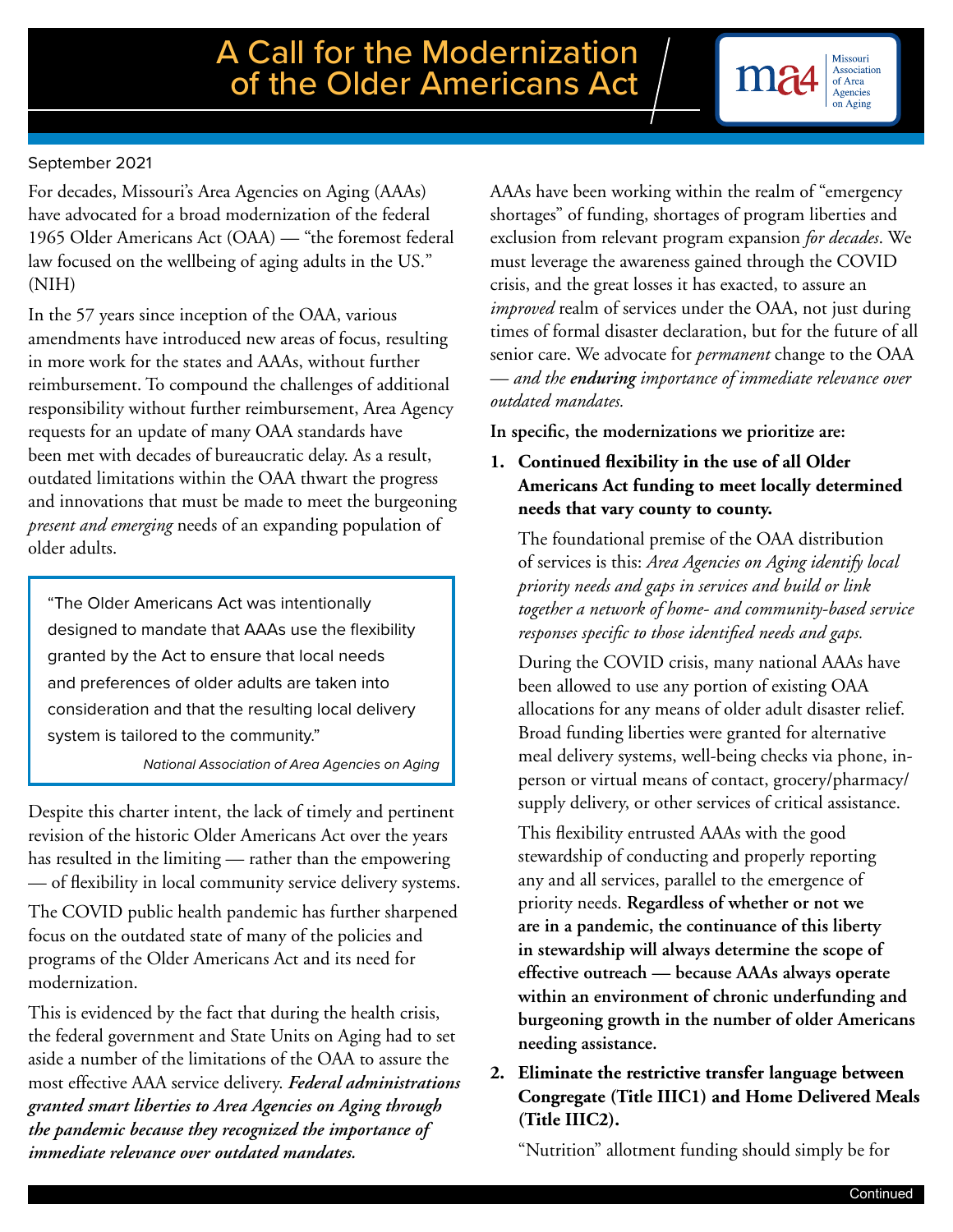# A Call for the Modernization of the Older Americans Act

Missouri Association of Area Agencies on Aging

September 2021

For decades, Missouri's Area Agencies on Aging (AAAs) have advocated for a broad modernization of the federal 1965 Older Americans Act (OAA) — "the foremost federal law focused on the wellbeing of aging adults in the US." (NIH)

In the 57 years since inception of the OAA, various amendments have introduced new areas of focus, resulting in more work for the states and AAAs, without further reimbursement. To compound the challenges of additional responsibility without further reimbursement, Area Agency requests for an update of many OAA standards have been met with decades of bureaucratic delay. As a result, outdated limitations within the OAA thwart the progress and innovations that must be made to meet the burgeoning *present and emerging* needs of an expanding population of older adults.

> "The Older Americans Act was intentionally designed to mandate that AAAs use the flexibility granted by the Act to ensure that local needs and preferences of older adults are taken into consideration and that the resulting local delivery system is tailored to the community."
>
> *National Association of Area Agencies on Aging*

Despite this charter intent, the lack of timely and pertinent revision of the historic Older Americans Act over the years has resulted in the limiting — rather than the empowering — of flexibility in local community service delivery systems.

The COVID public health pandemic has further sharpened focus on the outdated state of many of the policies and programs of the Older Americans Act and its need for modernization.

This is evidenced by the fact that during the health crisis, the federal government and State Units on Aging had to set aside a number of the limitations of the OAA to assure the most effective AAA service delivery. ***Federal administrations granted smart liberties to Area Agencies on Aging through the pandemic because they recognized the importance of immediate relevance over outdated mandates.***

AAAs have been working within the realm of "emergency shortages" of funding, shortages of program liberties and exclusion from relevant program expansion *for decades*. We must leverage the awareness gained through the COVID crisis, and the great losses it has exacted, to assure an *improved* realm of services under the OAA, not just during times of formal disaster declaration, but for the future of all senior care. We advocate for *permanent* change to the OAA — *and the **enduring** importance of immediate relevance over outdated mandates.*

**In specific, the modernizations we prioritize are:**

1. **Continued flexibility in the use of all Older Americans Act funding to meet locally determined needs that vary county to county.**

   The foundational premise of the OAA distribution of services is this: *Area Agencies on Aging identify local priority needs and gaps in services and build or link together a network of home- and community-based service responses specific to those identified needs and gaps.*

   During the COVID crisis, many national AAAs have been allowed to use any portion of existing OAA allocations for any means of older adult disaster relief. Broad funding liberties were granted for alternative meal delivery systems, well-being checks via phone, in-person or virtual means of contact, grocery/pharmacy/supply delivery, or other services of critical assistance.

   This flexibility entrusted AAAs with the good stewardship of conducting and properly reporting any and all services, parallel to the emergence of priority needs. **Regardless of whether or not we are in a pandemic, the continuance of this liberty in stewardship will always determine the scope of effective outreach — because AAAs always operate within an environment of chronic underfunding and burgeoning growth in the number of older Americans needing assistance.**

2. **Eliminate the restrictive transfer language between Congregate (Title IIIC1) and Home Delivered Meals (Title IIIC2).**

   "Nutrition" allotment funding should simply be for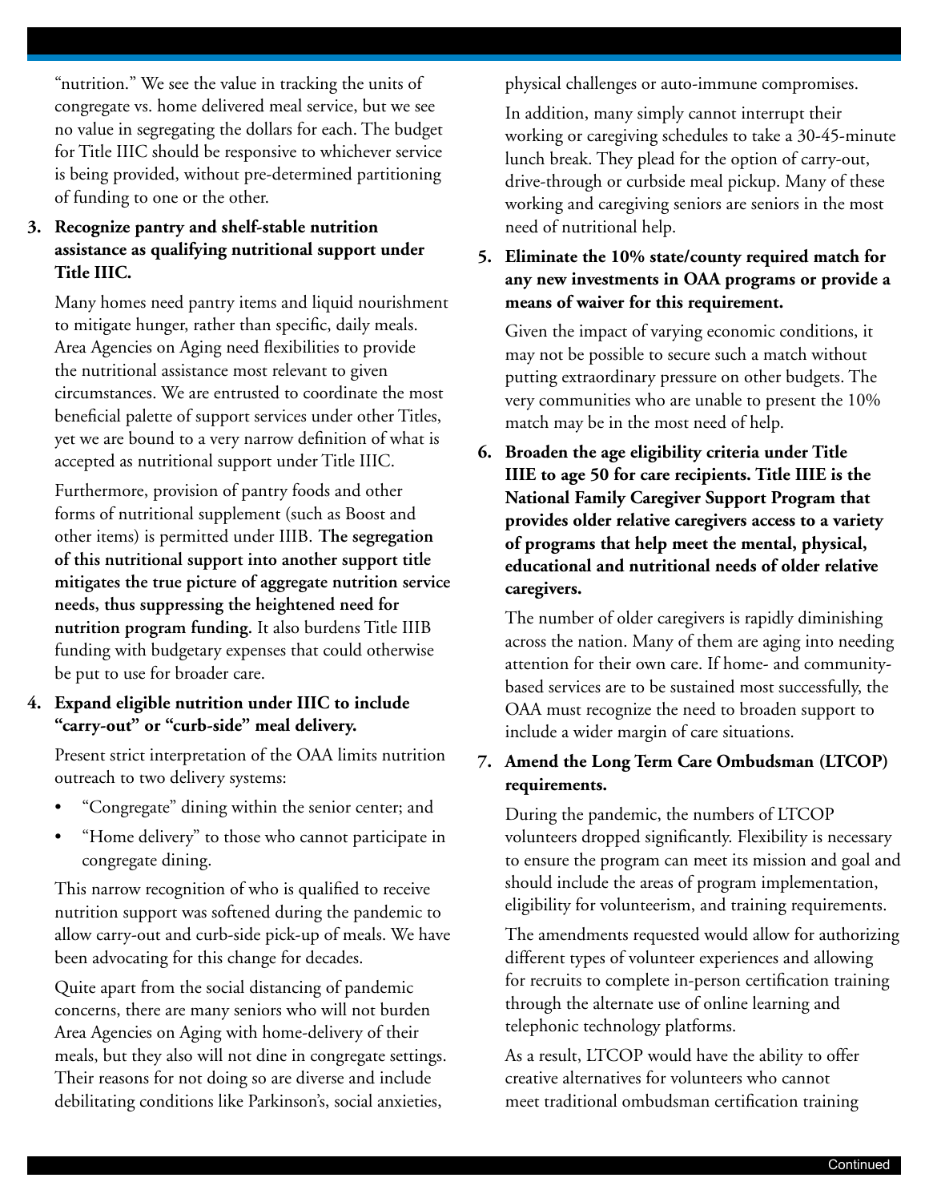"nutrition." We see the value in tracking the units of congregate vs. home delivered meal service, but we see no value in segregating the dollars for each. The budget for Title IIIC should be responsive to whichever service is being provided, without pre-determined partitioning of funding to one or the other.

3. **Recognize pantry and shelf-stable nutrition assistance as qualifying nutritional support under Title IIIC.**

   Many homes need pantry items and liquid nourishment to mitigate hunger, rather than specific, daily meals. Area Agencies on Aging need flexibilities to provide the nutritional assistance most relevant to given circumstances. We are entrusted to coordinate the most beneficial palette of support services under other Titles, yet we are bound to a very narrow definition of what is accepted as nutritional support under Title IIIC.

   Furthermore, provision of pantry foods and other forms of nutritional supplement (such as Boost and other items) is permitted under IIIB. **The segregation of this nutritional support into another support title mitigates the true picture of aggregate nutrition service needs, thus suppressing the heightened need for nutrition program funding.** It also burdens Title IIIB funding with budgetary expenses that could otherwise be put to use for broader care.

4. **Expand eligible nutrition under IIIC to include "carry-out" or "curb-side" meal delivery.**

   Present strict interpretation of the OAA limits nutrition outreach to two delivery systems:

   - "Congregate" dining within the senior center; and
   - "Home delivery" to those who cannot participate in congregate dining.

   This narrow recognition of who is qualified to receive nutrition support was softened during the pandemic to allow carry-out and curb-side pick-up of meals. We have been advocating for this change for decades.

   Quite apart from the social distancing of pandemic concerns, there are many seniors who will not burden Area Agencies on Aging with home-delivery of their meals, but they also will not dine in congregate settings. Their reasons for not doing so are diverse and include debilitating conditions like Parkinson's, social anxieties, physical challenges or auto-immune compromises.

   In addition, many simply cannot interrupt their working or caregiving schedules to take a 30-45-minute lunch break. They plead for the option of carry-out, drive-through or curbside meal pickup. Many of these working and caregiving seniors are seniors in the most need of nutritional help.

5. **Eliminate the 10% state/county required match for any new investments in OAA programs or provide a means of waiver for this requirement.**

   Given the impact of varying economic conditions, it may not be possible to secure such a match without putting extraordinary pressure on other budgets. The very communities who are unable to present the 10% match may be in the most need of help.

6. **Broaden the age eligibility criteria under Title IIIE to age 50 for care recipients. Title IIIE is the National Family Caregiver Support Program that provides older relative caregivers access to a variety of programs that help meet the mental, physical, educational and nutritional needs of older relative caregivers.**

   The number of older caregivers is rapidly diminishing across the nation. Many of them are aging into needing attention for their own care. If home- and community-based services are to be sustained most successfully, the OAA must recognize the need to broaden support to include a wider margin of care situations.

7. **Amend the Long Term Care Ombudsman (LTCOP) requirements.**

   During the pandemic, the numbers of LTCOP volunteers dropped significantly. Flexibility is necessary to ensure the program can meet its mission and goal and should include the areas of program implementation, eligibility for volunteerism, and training requirements.

   The amendments requested would allow for authorizing different types of volunteer experiences and allowing for recruits to complete in-person certification training through the alternate use of online learning and telephonic technology platforms.

   As a result, LTCOP would have the ability to offer creative alternatives for volunteers who cannot meet traditional ombudsman certification training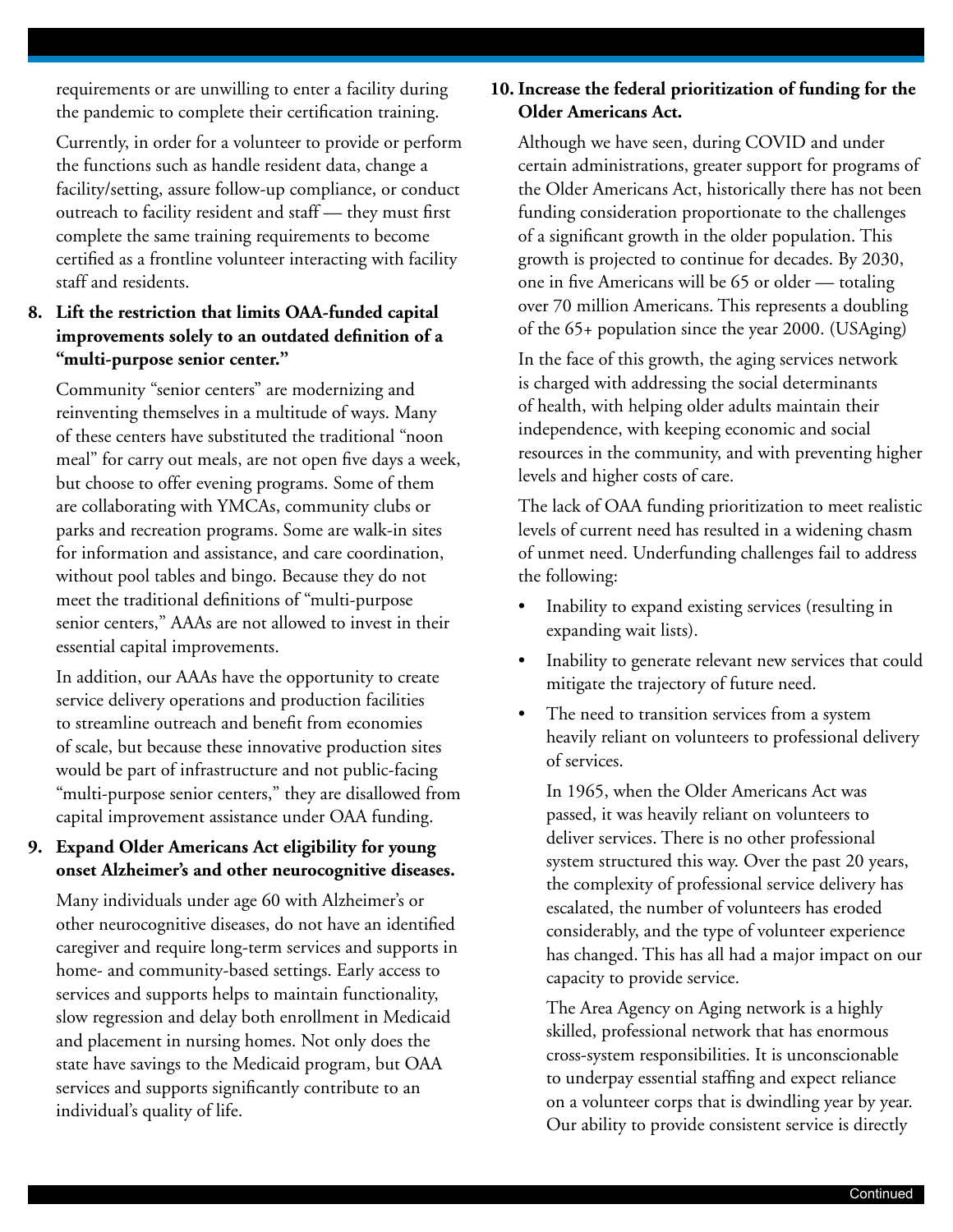requirements or are unwilling to enter a facility during the pandemic to complete their certification training.

Currently, in order for a volunteer to provide or perform the functions such as handle resident data, change a facility/setting, assure follow-up compliance, or conduct outreach to facility resident and staff — they must first complete the same training requirements to become certified as a frontline volunteer interacting with facility staff and residents.

8. **Lift the restriction that limits OAA-funded capital improvements solely to an outdated definition of a "multi-purpose senior center."**

   Community "senior centers" are modernizing and reinventing themselves in a multitude of ways. Many of these centers have substituted the traditional "noon meal" for carry out meals, are not open five days a week, but choose to offer evening programs. Some of them are collaborating with YMCAs, community clubs or parks and recreation programs. Some are walk-in sites for information and assistance, and care coordination, without pool tables and bingo. Because they do not meet the traditional definitions of "multi-purpose senior centers," AAAs are not allowed to invest in their essential capital improvements.

   In addition, our AAAs have the opportunity to create service delivery operations and production facilities to streamline outreach and benefit from economies of scale, but because these innovative production sites would be part of infrastructure and not public-facing "multi-purpose senior centers," they are disallowed from capital improvement assistance under OAA funding.

9. **Expand Older Americans Act eligibility for young onset Alzheimer's and other neurocognitive diseases.**

   Many individuals under age 60 with Alzheimer's or other neurocognitive diseases, do not have an identified caregiver and require long-term services and supports in home- and community-based settings. Early access to services and supports helps to maintain functionality, slow regression and delay both enrollment in Medicaid and placement in nursing homes. Not only does the state have savings to the Medicaid program, but OAA services and supports significantly contribute to an individual's quality of life.

10. **Increase the federal prioritization of funding for the Older Americans Act.**

    Although we have seen, during COVID and under certain administrations, greater support for programs of the Older Americans Act, historically there has not been funding consideration proportionate to the challenges of a significant growth in the older population. This growth is projected to continue for decades. By 2030, one in five Americans will be 65 or older — totaling over 70 million Americans. This represents a doubling of the 65+ population since the year 2000. (USAging)

    In the face of this growth, the aging services network is charged with addressing the social determinants of health, with helping older adults maintain their independence, with keeping economic and social resources in the community, and with preventing higher levels and higher costs of care.

    The lack of OAA funding prioritization to meet realistic levels of current need has resulted in a widening chasm of unmet need. Underfunding challenges fail to address the following:

    - Inability to expand existing services (resulting in expanding wait lists).
    - Inability to generate relevant new services that could mitigate the trajectory of future need.
    - The need to transition services from a system heavily reliant on volunteers to professional delivery of services.

      In 1965, when the Older Americans Act was passed, it was heavily reliant on volunteers to deliver services. There is no other professional system structured this way. Over the past 20 years, the complexity of professional service delivery has escalated, the number of volunteers has eroded considerably, and the type of volunteer experience has changed. This has all had a major impact on our capacity to provide service.

      The Area Agency on Aging network is a highly skilled, professional network that has enormous cross-system responsibilities. It is unconscionable to underpay essential staffing and expect reliance on a volunteer corps that is dwindling year by year. Our ability to provide consistent service is directly

Continued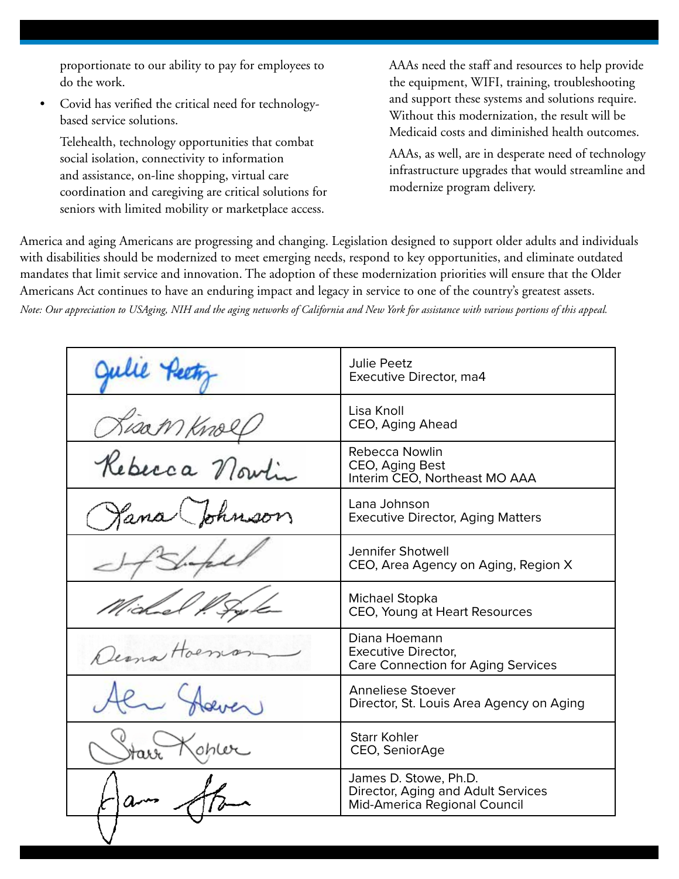proportionate to our ability to pay for employees to do the work.

- Covid has verified the critical need for technology-based service solutions.

  Telehealth, technology opportunities that combat social isolation, connectivity to information and assistance, on-line shopping, virtual care coordination and caregiving are critical solutions for seniors with limited mobility or marketplace access.

  AAAs need the staff and resources to help provide the equipment, WIFI, training, troubleshooting and support these systems and solutions require. Without this modernization, the result will be Medicaid costs and diminished health outcomes.

  AAAs, as well, are in desperate need of technology infrastructure upgrades that would streamline and modernize program delivery.

America and aging Americans are progressing and changing. Legislation designed to support older adults and individuals with disabilities should be modernized to meet emerging needs, respond to key opportunities, and eliminate outdated mandates that limit service and innovation. The adoption of these modernization priorities will ensure that the Older Americans Act continues to have an enduring impact and legacy in service to one of the country's greatest assets.

*Note: Our appreciation to USAging, NIH and the aging networks of California and New York for assistance with various portions of this appeal.*

| | |
|---|---|
| Julie Peetz | Julie Peetz<br>Executive Director, ma4 |
| Lisa M Knoll | Lisa Knoll<br>CEO, Aging Ahead |
| Rebecca Nowlin | Rebecca Nowlin<br>CEO, Aging Best<br>Interim CEO, Northeast MO AAA |
| Lana Johnson | Lana Johnson<br>Executive Director, Aging Matters |
| | Jennifer Shotwell<br>CEO, Area Agency on Aging, Region X |
| | Michael Stopka<br>CEO, Young at Heart Resources |
| Diana Hoemann | Diana Hoemann<br>Executive Director,<br>Care Connection for Aging Services |
| | Anneliese Stoever<br>Director, St. Louis Area Agency on Aging |
| Starr Kohler | Starr Kohler<br>CEO, SeniorAge |
| | James D. Stowe, Ph.D.<br>Director, Aging and Adult Services<br>Mid-America Regional Council |